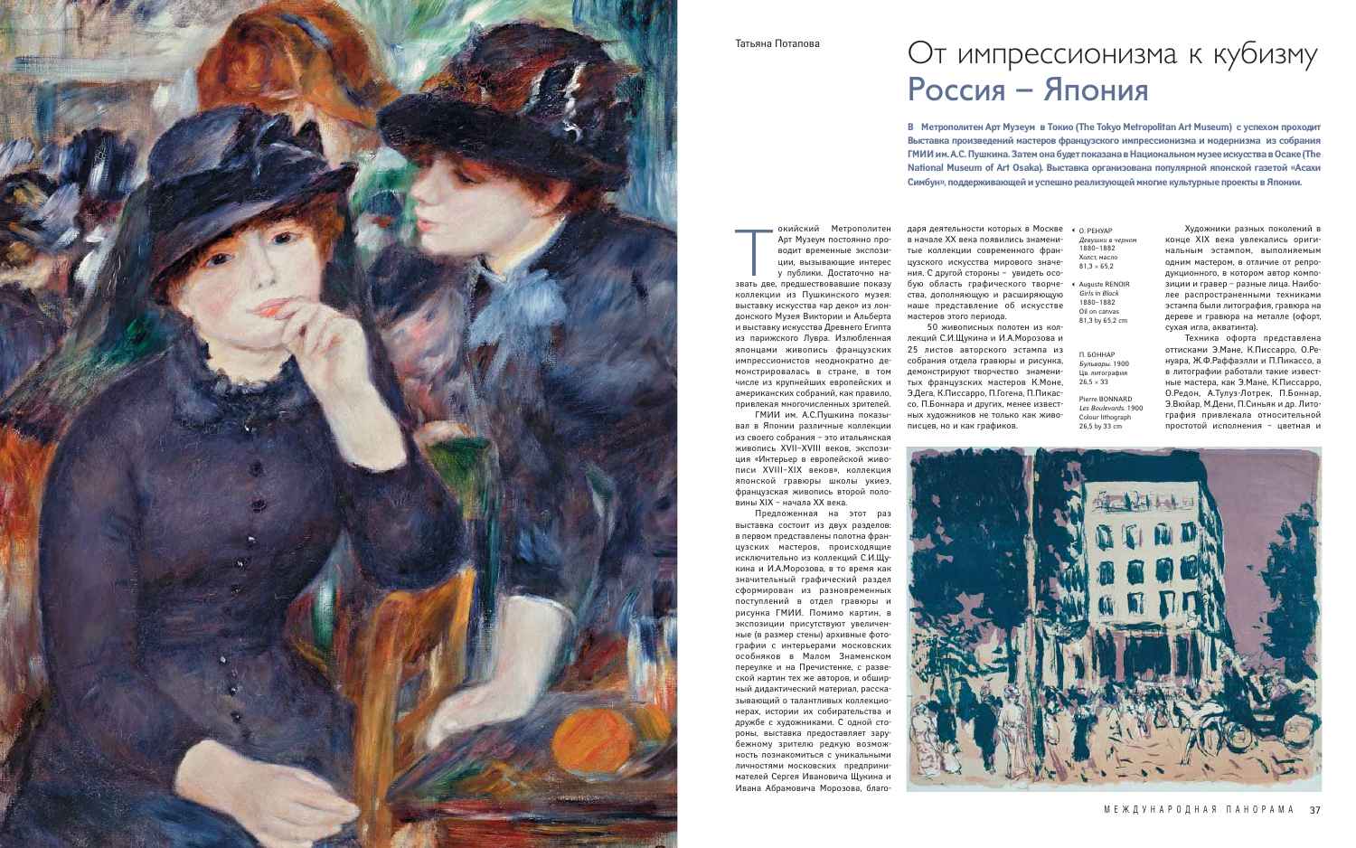Татьяна Потапова

# От импрессионизма к кубизму
## Россия – Япония

**В Метрополитен Арт Музеум в Токио (The Tokyo Metropolitan Art Museum) с успехом проходит Выставка произведений мастеров французского импрессионизма и модернизма из собрания ГМИИ им. А.С. Пушкина. Затем она будет показана в Национальном музее искусства в Осаке (The National Museum of Art Osaka). Выставка организована популярной японской газетой «Асахи Симбун», поддерживающей и успешно реализующей многие культурные проекты в Японии.**

Токийский Метрополитен Арт Музеум постоянно проводит временные экспозиции, вызывающие интерес у публики. Достаточно назвать две, предшествовавшие показу коллекции из Пушкинского музея: выставку искусства «ар деко» из лондонского Музея Виктории и Альберта и выставку искусства Древнего Египта из парижского Лувра. Излюбленная японцами живопись французских импрессионистов неоднократно демонстрировалась в стране, в том числе из крупнейших европейских и американских собраний, как правило, привлекая многочисленных зрителей.

ГМИИ им. А.С.Пушкина показывал в Японии различные коллекции из своего собрания – это итальянская живопись XVII–XVIII веков, экспозиция «Интерьер в европейской живописи XVIII–XIX веков», коллекция японской гравюры школы укиеэ, французская живопись второй половины XIX – начала XX века.

Предложенная на этот раз выставка состоит из двух разделов: в первом представлены полотна французских мастеров, происходящие исключительно из коллекций С.И.Щукина и И.А.Морозова, в то время как значительный графический раздел сформирован из разновременных поступлений в отдел гравюры и рисунка ГМИИ. Помимо картин, в экспозиции присутствуют увеличенные (в размер стены) архивные фотографии с интерьерами московских особняков в Малом Знаменском переулке и на Пречистенке, с развеской картин тех же авторов, и обширный дидактический материал, рассказывающий о талантливых коллекционерах, истории их собирательства и дружбе с художниками. С одной стороны, выставка предоставляет зарубежному зрителю редкую возможность познакомиться с уникальными личностями московских предпринимателей Сергея Ивановича Щукина и Ивана Абрамовича Морозова, благодаря деятельности которых в Москве в начале XX века появились знаменитые коллекции современного французского искусства мирового значения. С другой стороны – увидеть особую область графического творчества, дополняющую и расширяющую наше представление об искусстве мастеров этого периода.

50 живописных полотен из коллекций С.И.Щукина и И.А.Морозова и 25 листов авторского эстампа из собрания отдела гравюры и рисунка, демонстрируют творчество знаменитых французских мастеров К.Моне, Э.Дега, К.Писсарро, П.Гогена, П.Пикассо, П.Боннара и других, менее известных художников не только как живописцев, но и как графиков.

О. РЕНУАР
*Девушки в черном*
1880–1882
Холст, масло
81,3 × 65,2

Auguste RENOIR
*Girls in Black*
1880–1882
Oil on canvas
81,3 by 65,2 cm

П. БОННАР
*Бульвары*. 1900
Цв. литография
26,5 × 33

Pierre BONNARD
*Les Boulevards*. 1900
Colour lithograph
26,5 by 33 cm

Художники разных поколений в конце XIX века увлекались оригинальным эстампом, выполняемым одним мастером, в отличие от репродукционного, в котором автор композиции и гравер – разные лица. Наиболее распространенными техниками эстампа были литография, гравюра на дереве и гравюра на металле (офорт, сухая игла, акватинта).

Техника офорта представлена оттисками Э.Мане, К.Писсарро, О.Ренуара, Ж.Ф.Раффаэлли и П.Пикассо, а в литографии работали такие известные мастера, как Э.Мане, К.Писсарро, О.Редон, А.Тулуз-Лотрек, П.Боннар, Э.Вюйар, М.Дени, П.Синьяк и др. Литография привлекала относительной простотой исполнения – цветная и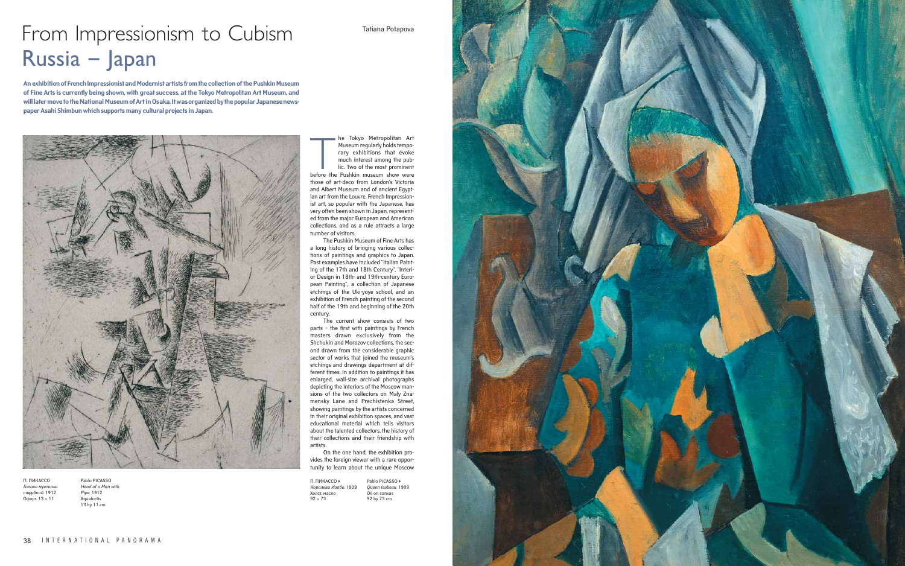# From Impressionism to Cubism
## Russia – Japan

Tatiana Potapova

**An exhibition of French Impressionist and Modernist artists from the collection of the Pushkin Museum of Fine Arts is currently being shown, with great success, at the Tokyo Metropolitan Art Museum, and will later move to the National Museum of Art in Osaka. It was organized by the popular Japanese newspaper Asahi Shimbun which supports many cultural projects in Japan.**

П. ПИКАССО
*Голова мужчины с трубкой.* 1912
Офорт. 13 × 11

Pablo PICASSO
*Head of a Man with Pipe.* 1912
Aquafortis
13 by 11 cm

The Tokyo Metropolitan Art Museum regularly holds temporary exhibitions that evoke much interest among the public. Two of the most prominent before the Pushkin museum show were those of art-deco from London's Victoria and Albert Museum and of ancient Egyptian art from the Louvre. French Impressionist art, so popular with the Japanese, has very often been shown in Japan, represented from the major European and American collections, and as a rule attracts a large number of visitors.

The Pushkin Museum of Fine Arts has a long history of bringing various collections of paintings and graphics to Japan. Past examples have included "Italian Painting of the 17th and 18th Century", "Interior Design in 18th- and 19th-century European Painting", a collection of Japanese etchings of the Uki-yoye school, and an exhibition of French painting of the second half of the 19th and beginning of the 20th century.

The current show consists of two parts – the first with paintings by French masters drawn exclusively from the Shchukin and Morozov collections, the second drawn from the considerable graphic sector of works that joined the museum's etchings and drawings department at different times. In addition to paintings it has enlarged, wall-size archival photographs depicting the interiors of the Moscow mansions of the two collectors on Maly Znamensky Lane and Prechistenka Street, showing paintings by the artists concerned in their original exhibition spaces, and vast educational material which tells visitors about the talented collectors, the history of their collections and their friendship with artists.

On the one hand, the exhibition provides the foreign viewer with a rare opportunity to learn about the unique Moscow

П. ПИКАССО ▸
*Королева Изабо.* 1909
Холст, масло
92 × 73

Pablo PICASSO ▸
*Queen Isabeau.* 1909
Oil on canvas
92 by 73 cm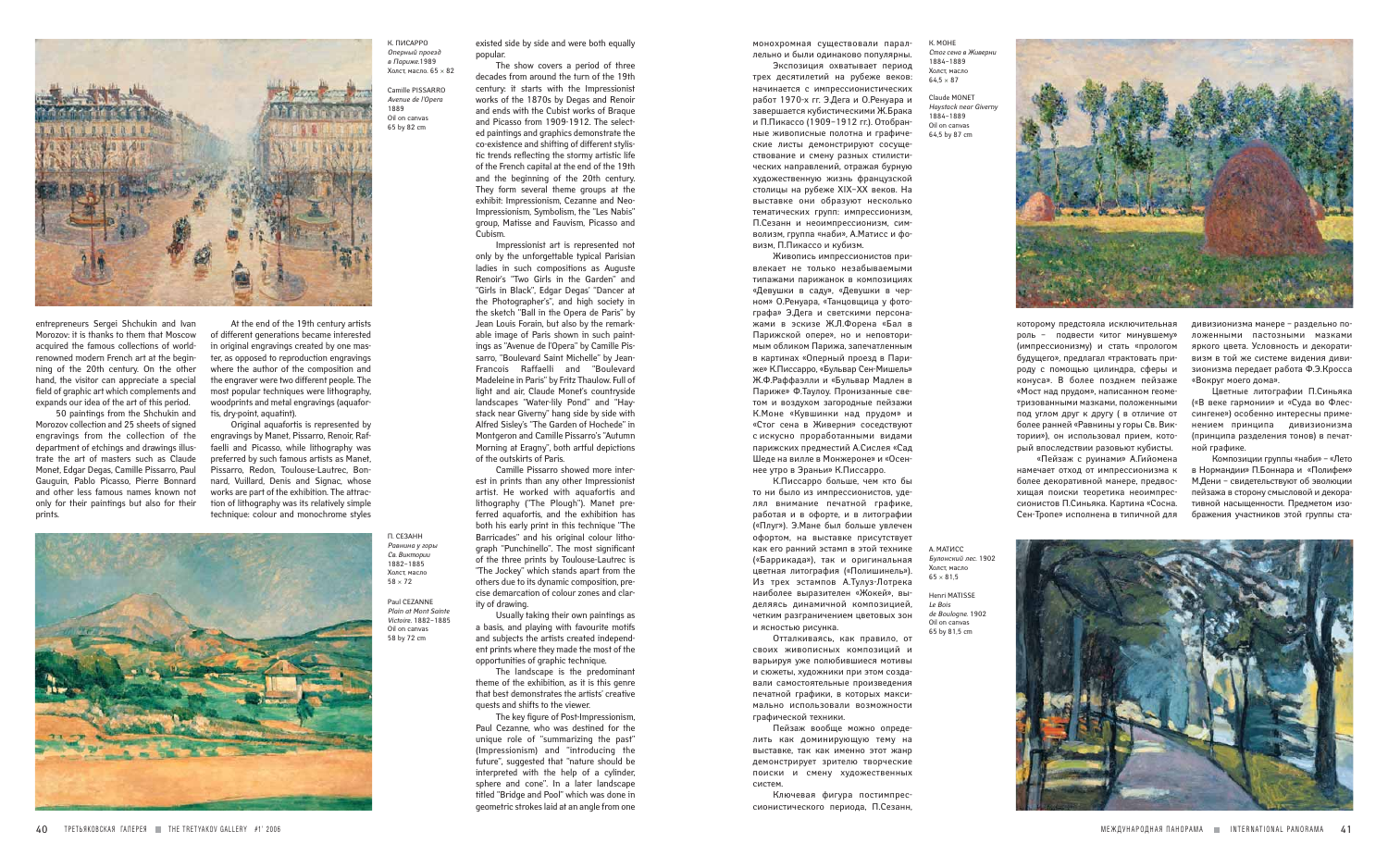entrepreneurs Sergei Shchukin and Ivan Morozov: it is thanks to them that Moscow acquired the famous collections of world-renowned modern French art at the beginning of the 20th century. On the other hand, the visitor can appreciate a special field of graphic art which complements and expands our idea of the art of this period.

50 paintings from the Shchukin and Morozov collection and 25 sheets of signed engravings from the collection of the department of etchings and drawings illustrate the art of masters such as Claude Monet, Edgar Degas, Camille Pissarro, Paul Gauguin, Pablo Picasso, Pierre Bonnard and other less famous names known not only for their paintings but also for their prints.

At the end of the 19th century artists of different generations became interested in original engravings created by one master, as opposed to reproduction engravings where the author of the composition and the engraver were two different people. The most popular techniques were lithography, woodprints and metal engravings (aquafortis, dry-point, aquatint).

Original aquafortis is represented by engravings by Manet, Pissarro, Renoir, Raffaelli and Picasso, while lithography was preferred by such famous artists as Manet, Pissarro, Redon, Toulouse-Lautrec, Bonnard, Vuillard, Denis and Signac, whose works are part of the exhibition. The attraction of lithography was its relatively simple technique: colour and monochrome styles existed side by side and were both equally popular.

The show covers a period of three decades from around the turn of the 19th century: it starts with the Impressionist works of the 1870s by Degas and Renoir and ends with the Cubist works of Braque and Picasso from 1909-1912. The selected paintings and graphics demonstrate the co-existence and shifting of different stylistic trends reflecting the stormy artistic life of the French capital at the end of the 19th and the beginning of the 20th century. They form several theme groups at the exhibit: Impressionism, Cezanne and Neo-Impressionism, Symbolism, the "Les Nabis" group, Matisse and Fauvism, Picasso and Cubism.

Impressionist art is represented not only by the unforgettable typical Parisian ladies in such compositions as Auguste Renoir's "Two Girls in the Garden" and "Girls in Black", Edgar Degas' "Dancer at the Photographer's", and high society in the sketch "Ball in the Opera de Paris" by Jean Louis Forain, but also by the remarkable image of Paris shown in such paintings as "Avenue de l'Opera" by Camille Pissarro, "Boulevard Saint Michelle" by Jean-Francois Raffaelli and "Boulevard Madeleine in Paris" by Fritz Thaulow. Full of light and air, Claude Monet's countryside landscapes "Water-lily Pond" and "Haystack near Giverny" hang side by side with Alfred Sisley's "The Garden of Hochede" in Montgeron and Camille Pissarro's "Autumn Morning at Eragny", both artful depictions of the outskirts of Paris.

Camille Pissarro showed more interest in prints than any other Impressionist artist. He worked with aquafortis and lithography ("The Plough"). Manet preferred aquafortis, and the exhibition has both his early print in this technique "The Barricades" and his original colour lithograph "Punchinello". The most significant of the three prints by Toulouse-Lautrec is "The Jockey" which stands apart from the others due to its dynamic composition, precise demarcation of colour zones and clarity of drawing.

Usually taking their own paintings as a basis, and playing with favourite motifs and subjects the artists created independent prints where they made the most of the opportunities of graphic technique.

The landscape is the predominant theme of the exhibition, as it is this genre that best demonstrates the artists' creative quests and shifts to the viewer.

The key figure of Post-Impressionism, Paul Cezanne, who was destined for the unique role of "summarizing the past" (Impressionism) and "introducing the future", suggested that "nature should be interpreted with the help of a cylinder, sphere and cone". In a later landscape titled "Bridge and Pool" which was done in geometric strokes laid at an angle from one

К. ПИСАРРО
*Оперный проезд в Париже.*1989
Холст, масло. 65 × 82

Camille PISSARRO
*Avenue de l'Opera*
1889
Oil on canvas
65 by 82 cm

П. СЕЗАНН
*Равнина у горы Св. Виктории*
1882–1885
Холст, масло
58 × 72

Paul CEZANNE
*Plain at Mont Sainte Victoire.* 1882–1885
Oil on canvas
58 by 72 cm

монохромная существовали параллельно и были одинаково популярны.

Экспозиция охватывает период трех десятилетий на рубеже веков: начинается с импрессионистических работ 1970-х гг. Э.Дега и О.Ренуара и завершается кубистическими Ж.Брака и П.Пикассо (1909–1912 гг.). Отобранные живописные полотна и графические листы демонстрируют сосуществование и смену разных стилистических направлений, отражая бурную художественную жизнь французской столицы на рубеже XIX–XX веков. На выставке они образуют несколько тематических групп: импрессионизм, П.Сезанн и неоимпрессионизм, символизм, группа «наби», А.Матисс и фовизм, П.Пикассо и кубизм.

Живопись импрессионистов привлекает не только незабываемыми типажами парижанок в композициях «Девушки в саду», «Девушки в черном» О.Ренуара, «Танцовщица у фотографа» Э.Дега и светскими персонажами в эскизе Ж.Л.Форена «Бал в Парижской опере», но и неповторимым обликом Парижа, запечатленным в картинах «Оперный проезд в Париже» К.Писсарро, «Бульвар Сен-Мишель» Ж.Ф.Раффаэлли и «Бульвар Мадлен в Париже» Ф.Таулоу. Пронизанные светом и воздухом загородные пейзажи К.Моне «Кувшинки над прудом» и «Стог сена в Живерни» соседствуют с искусно проработанными видами парижских предместий А.Сислея «Сад Шеде на вилле в Монжероне» и «Осеннее утро в Эраньи» К.Писсарро.

К.Писсарро больше, чем кто бы то ни было из импрессионистов, уделял внимание печатной графике, работая и в офорте, и в литографии («Плуг»). Э.Мане был больше увлечен офортом, на выставке присутствует как его ранний эстамп в этой технике («Баррикада»), так и оригинальная цветная литография («Полишинель»). Из трех эстампов А.Тулуз-Лотрека наиболее выразителен «Жокей», выделяясь динамичной композицией, четким разграничением цветовых зон и ясностью рисунка.

Отталкиваясь, как правило, от своих живописных композиций и варьируя уже полюбившиеся мотивы и сюжеты, художники при этом создавали самостоятельные произведения печатной графики, в которых максимально использовали возможности графической техники.

Пейзаж вообще можно определить как доминирующую тему на выставке, так как именно этот жанр демонстрирует зрителю творческие поиски и смену художественных систем.

Ключевая фигура постимпрессионистического периода, П.Сезанн, которому предстояла исключительная роль – подвести «итог минувшему» (импрессионизму) и стать «прологом будущего», предлагал «трактовать природу с помощью цилиндра, сферы и конуса». В более позднем пейзаже «Мост над прудом», написанном геометризованными мазками, положенными под углом друг к другу ( в отличие от более ранней «Равнины у горы Св. Виктории»), он использовал прием, который впоследствии разовьют кубисты.

«Пейзаж с руинами» А.Гийомена намечает отход от импрессионизма к более декоративной манере, предвосхищая поиски теоретика неоимпрессионистов П.Синьяка. Картина «Сосна. Сен-Тропе» исполнена в типичной для дивизионизма манере – раздельно положенными пастозными мазками яркого цвета. Условность и декоративизм в той же системе видения дивизионизма передает работа Ф.Э.Кросса «Вокруг моего дома».

Цветные литографии П.Синьяка («В веке гармонии» и «Суда во Флессингене») особенно интересны применением принципа дивизионизма (принципа разделения тонов) в печатной графике.

Композиции группы «наби» – «Лето в Нормандии» П.Боннара и «Полифем» М.Дени – свидетельствуют об эволюции пейзажа в сторону смысловой и декоративной насыщенности. Предметом изображения участников этой группы ста-

К. МОНЕ
*Стог сена в Живерни*
1884–1889
Холст, масло
64,5 × 87

Claude MONET
*Haystack near Giverny*
1884–1889
Oil on canvas
64,5 by 87 cm

А. МАТИСС
*Булонский лес.* 1902
Холст, масло
65 × 81,5

Henri MATISSE
*Le Bois de Boulogne.* 1902
Oil on canvas
65 by 81,5 cm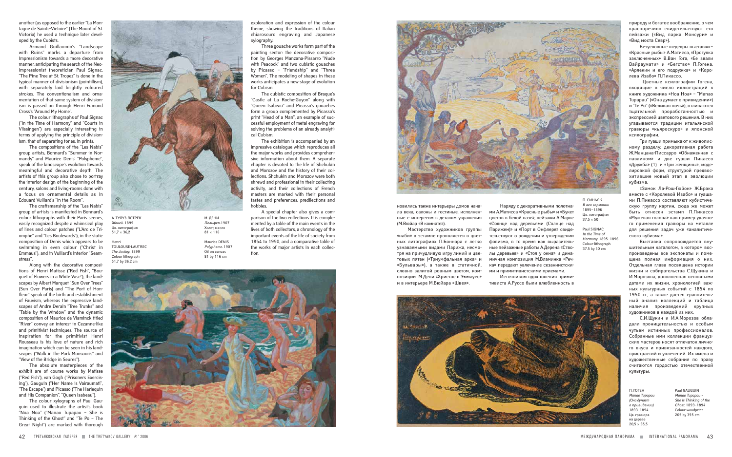another (as opposed to the earlier "La Montagne de Sainte-Victoire" (The Mount of St. Victoria) he used a technique later developed by the Cubists.

Armand Guillaumin's "Landscape with Ruins" marks a departure from Impressionism towards a more decorative manner, anticipating the search of the Neo-Impressionist theoretician Paul Signac. "The Pine Tree at St. Tropez" is done in the typical manner of divisionism (pointillism), with separately laid brightly coloured strokes. The conventionalism and ornamentation of that same system of divisionism is passed on through Henri Edmond Cross's "Around My Home".

The colour lithographs of Paul Signac ("In the Time of Harmony" and "Courts in Vlissingen") are especially interesting in terms of applying the principle of divisionism, that of separating tones, in prints.

The compositions of the "Les Nabis" group artists, Bonnard's "Summer in Normandy" and Maurice Denis' "Polypheme", speak of the landscape's evolution towards meaningful and decorative depth. The artists of this group also chose to portray the interior design of the beginning of the century, salons and living-rooms done with a focus on ornamental details as in Edouard Vuillard's "In the Room".

The craftsmanship of the "Les Nabis" group of artists is manifested in Bonnard's colour lithographs with their Paris scenes, easily recognized despite a whimsical play of lines and colour patches ("L'Arc de Triomphe" and "Les Boulevards"), in the static composition of Denis which appears to be swimming in even colour ("Christ in Emmaus"), and in Vuillard's interior "Seamstress".

Along with the decorative compositions of Henri Matisse ("Red Fish", "Bouquet of Flowers in a White Vase"), the landscapes by Albert Marquet "Sun Over Trees" (Sun Over Paris) and "The Port of Honfleur" speak of the birth and establishment of Fauvism, whereas the expressive landscapes of Andre Derain "Tree Trunks" and "Table by the Window" and the dynamic composition of Maurice de Vlaminck titled "River" convey an interest in Cezanne-like and primitivist techniques. The source of inspiration for the primitivist Henri Rousseau is his love of nature and rich imagination which can be seen in his landscapes ("Walk in the Park Monsouris" and "View of the Bridge in Seures").

The absolute masterpieces of the exhibit are of course works by Matisse ("Red Fish"), van Gogh ("Prisoners Exercising"), Gauguin ("Her Name is Vairaumati", "The Escape") and Picasso ("The Harlequin and His Companion", "Queen Isabeau").

The colour xylographs of Paul Gauguin used to illustrate the artist's book "Noa Noa" ("Manao Tupapau – She is Thinking of the Ghost" and "Te Po – The Great Night") are marked with thorough exploration and expression of the colour theme, showing the traditions of Italian chiaroscuro engraving and Japanese xylography.

Three gouache works form part of the painting sector: the decorative composition by Georges Manzana-Pissarro "Nude with Peacock" and two cubistic gouaches by Picasso – "Friendship" and "Three Women". The modeling of shapes in these works anticipates a new stage of evolution for Cubism.

The cubistic composition of Braque's "Castle at La Roche-Guyon" along with "Queen Isabeau" and Picasso's gouaches form a group complemented by Picasso's print "Head of a Man", an example of successful employment of metal engraving for solving the problems of an already analytical Cubism.

The exhibition is accompanied by an impressive catalogue which reproduces all the major works and provides comprehensive information about them. A separate chapter is devoted to the life of Shchukin and Morozov and the history of their collections. Shchukin and Morozov were both shrewd and professional in their collecting activity, and their collections of French masters are marked with their personal tastes and preferences, predilections and hobbies.

A special chapter also gives a comparison of the two collections. It is complemented by a table of the main events in the lives of both collectors, a chronology of the important events of the life of society from 1854 to 1950, and a comparative table of the works of major artists in each collection.

А. ТУЛУЗ-ЛОТРЕК
*Жокей.* 1899
Цв. литография
51,7 × 36,2

Henri TOULOUSE-LAUTREC
*The Jockey.* 1899
Colour lithograph
51.7 by 36.2 cm

М. ДЕНИ
*Полифем.* 1907
Холст, масло
81 × 116

Maurice DENIS
*Polypheme.* 1907
Oil on canvas
81 by 116 cm

новились также интерьеры домов начала века, салоны и гостиные, исполненные с интересом к деталям украшения (М.Вюйар «В комнате»).

Мастерство художников группы «наби» в эстампе проявляется в цветных литографиях П.Боннара с легко узнаваемыми видами Парижа, несмотря на причудливую игру линий и цветовых пятен («Триумфальная арка» и «Бульвары»), а также в статичной, словно залитой ровным цветом, композиции М.Дени «Христос в Эммаусе» и в интерьере М.Вюйара «Швея».

Наряду с декоративными полотнами А.Матисса «Красные рыбы» и «Букет цветов в белой вазе», пейзажи А.Марке «Солнце над деревьями (Солнце над Парижем)» и «Порт в Онфлере» свидетельствуют о рождении и утверждении фовизма, в то время как выразительные пейзажные работы А.Дерена «Стволы деревьев» и «Стол у окна» и динамичная композиция М.Вламинка «Река» передают увлечение сезаннистскими и примитивистскими приемами.

Источником вдохновения примитивиста А.Руссо были влюбленность в природу и богатое воображение, о чем красноречиво свидетельствуют его пейзажи («Вид парка Монсури» и «Вид моста Севр»).

Безусловные шедевры выставки – «Красные рыбы» А.Матисса, «Прогулка заключенных» В.Ван Гога, «Ее звали Вайраумати» и «Бегство» П.Гогена, «Арлекин и его подружка» и «Королева Изабо» П.Пикассо.

Цветные ксилографии Гогена, входящие в число иллюстраций к книге художника «Ноа Ноа» – "Manao Tupapau" («Она думает о привидении») и "Te Po" («Великая ночь»), отличаются тщательной проработанностью и экспрессией цветового решения. В них угадываются традиции итальянской гравюры «кьяроскуро» и японской ксилографии.

Три гуаши примыкают к живописному разделу: декоративная работа Ж.Манцана-Писсарро «Обнаженная с павлином» и две гуаши Пикассо «Дружба» (1) и «Три женщины», моделировкой форм, структурой предвосхитившие новый этап в эволюции кубизма.

«Замок Ла-Рош-Гюйон» Ж.Брака вместе с «Королевой Изабо» и гуашами П.Пикассо составляют кубистическую группу картин, сюда же может быть отнесен эстамп П.Пикассо «Мужская голова» как пример удачного применения гравюры на металле для решения задач уже «аналитического кубизма».

Выставка сопровождается внушительным каталогом, в котором воспроизведены все экспонаты и помещена полная информация о них. Отдельная глава посвящена истории жизни и собирательства С.Щукина и И.Морозова, дополненная основными датами их жизни, хронологией важных культурных событий с 1854 по 1950 гг., а также дается сравнительный анализ коллекций и таблица наличия произведений крупных художников в каждой из них.

С.И.Щукин и И.А.Морозов обладали проницательностью и особым чутьем истинных профессионалов. Собранные ими коллекции французских мастеров носят отпечаток личного вкуса и привязанностей каждого, пристрастий и увлечений. Их имена и художественные собрания по праву считаются гордостью отечественной культуры.

П. СИНЬЯК
*В век гармонии*
1895–1896
Цв. литография
37,5 × 50

Paul SIGNAC
*In the Time of Harmony.* 1895–1896
Colour lithograph
37.5 by 50 cm

П. ГОГЕН
*Manao Tupapau (Она думает о привидении)*
1893–1894
Цв. гравюра на дереве
20,5 × 35,5

Paul GAUGUIN
*Manao Tupapau – She is Thinking of the Ghost* 1893–1894
Colour woodprint
205 by 355 cm